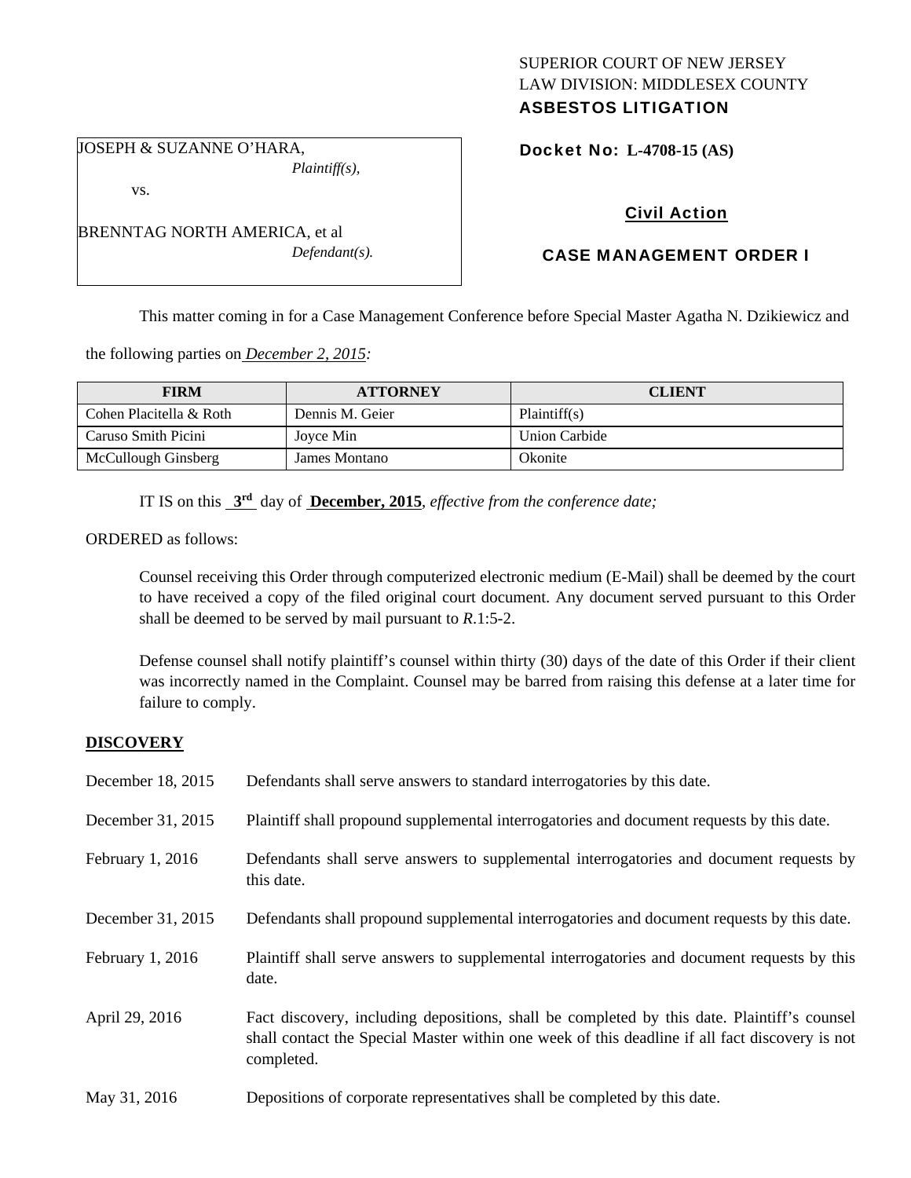SUPERIOR COURT OF NEW JERSEY
LAW DIVISION: MIDDLESEX COUNTY
**ASBESTOS LITIGATION**

JOSEPH & SUZANNE O'HARA,
*Plaintiff(s),*

vs.

BRENNTAG NORTH AMERICA, et al
*Defendant(s).*

**Docket No: L-4708-15 (AS)**

**Civil Action**

**CASE MANAGEMENT ORDER I**

This matter coming in for a Case Management Conference before Special Master Agatha N. Dzikiewicz and the following parties on *December 2, 2015:*

| FIRM | ATTORNEY | CLIENT |
|---|---|---|
| Cohen Placitella & Roth | Dennis M. Geier | Plaintiff(s) |
| Caruso Smith Picini | Joyce Min | Union Carbide |
| McCullough Ginsberg | James Montano | Okonite |

IT IS on this **3rd** day of **December, 2015**, *effective from the conference date;*

ORDERED as follows:

Counsel receiving this Order through computerized electronic medium (E-Mail) shall be deemed by the court to have received a copy of the filed original court document. Any document served pursuant to this Order shall be deemed to be served by mail pursuant to *R*.1:5-2.

Defense counsel shall notify plaintiff's counsel within thirty (30) days of the date of this Order if their client was incorrectly named in the Complaint. Counsel may be barred from raising this defense at a later time for failure to comply.

**DISCOVERY**

December 18, 2015 — Defendants shall serve answers to standard interrogatories by this date.

December 31, 2015 — Plaintiff shall propound supplemental interrogatories and document requests by this date.

February 1, 2016 — Defendants shall serve answers to supplemental interrogatories and document requests by this date.

December 31, 2015 — Defendants shall propound supplemental interrogatories and document requests by this date.

February 1, 2016 — Plaintiff shall serve answers to supplemental interrogatories and document requests by this date.

April 29, 2016 — Fact discovery, including depositions, shall be completed by this date. Plaintiff's counsel shall contact the Special Master within one week of this deadline if all fact discovery is not completed.

May 31, 2016 — Depositions of corporate representatives shall be completed by this date.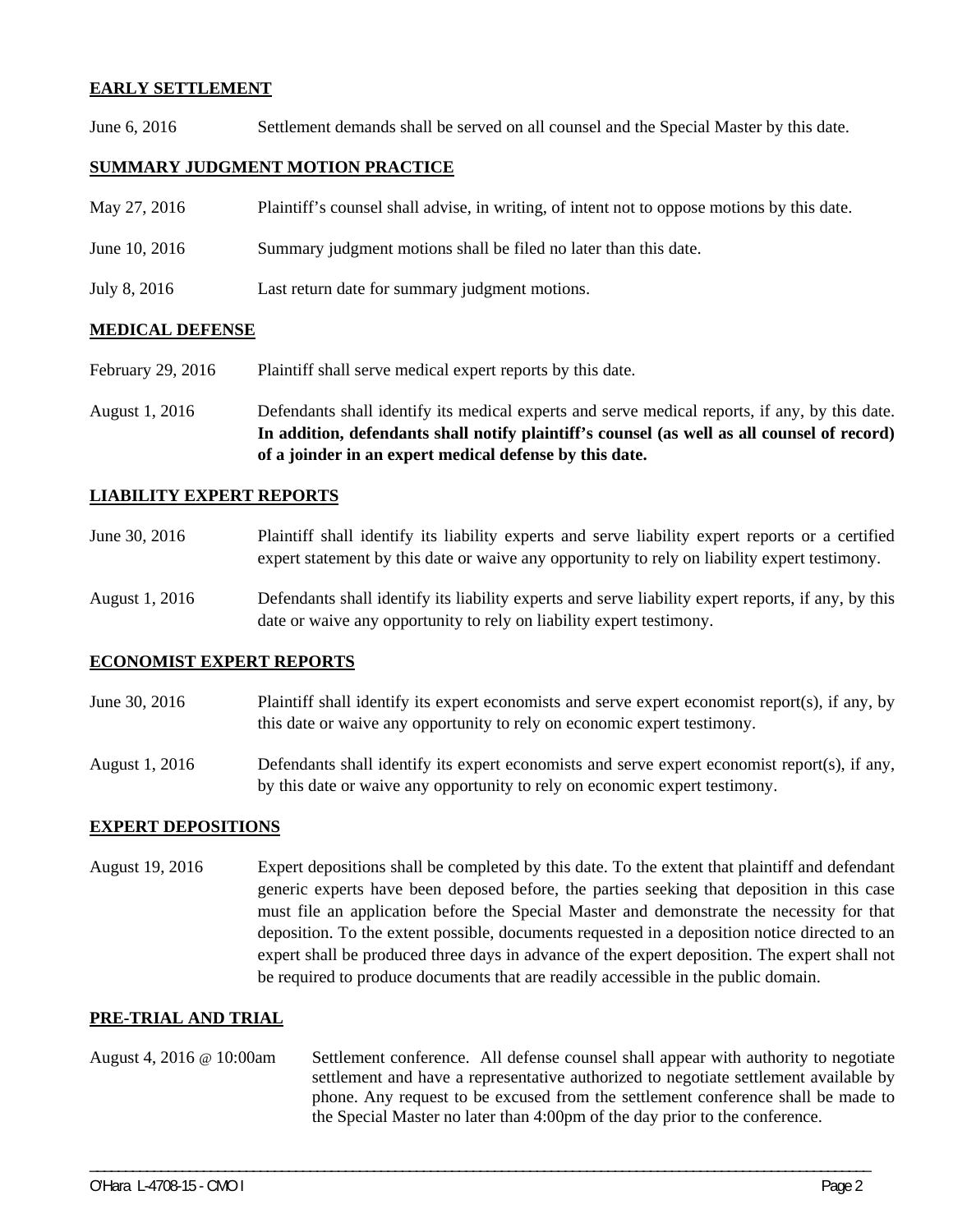**EARLY SETTLEMENT**

June 6, 2016 Settlement demands shall be served on all counsel and the Special Master by this date.

**SUMMARY JUDGMENT MOTION PRACTICE**

May 27, 2016 Plaintiff's counsel shall advise, in writing, of intent not to oppose motions by this date.

June 10, 2016 Summary judgment motions shall be filed no later than this date.

July 8, 2016 Last return date for summary judgment motions.

**MEDICAL DEFENSE**

February 29, 2016 Plaintiff shall serve medical expert reports by this date.

August 1, 2016 Defendants shall identify its medical experts and serve medical reports, if any, by this date. **In addition, defendants shall notify plaintiff's counsel (as well as all counsel of record) of a joinder in an expert medical defense by this date.**

**LIABILITY EXPERT REPORTS**

June 30, 2016 Plaintiff shall identify its liability experts and serve liability expert reports or a certified expert statement by this date or waive any opportunity to rely on liability expert testimony.

August 1, 2016 Defendants shall identify its liability experts and serve liability expert reports, if any, by this date or waive any opportunity to rely on liability expert testimony.

**ECONOMIST EXPERT REPORTS**

June 30, 2016 Plaintiff shall identify its expert economists and serve expert economist report(s), if any, by this date or waive any opportunity to rely on economic expert testimony.

August 1, 2016 Defendants shall identify its expert economists and serve expert economist report(s), if any, by this date or waive any opportunity to rely on economic expert testimony.

**EXPERT DEPOSITIONS**

August 19, 2016 Expert depositions shall be completed by this date. To the extent that plaintiff and defendant generic experts have been deposed before, the parties seeking that deposition in this case must file an application before the Special Master and demonstrate the necessity for that deposition. To the extent possible, documents requested in a deposition notice directed to an expert shall be produced three days in advance of the expert deposition. The expert shall not be required to produce documents that are readily accessible in the public domain.

**PRE-TRIAL AND TRIAL**

August 4, 2016 @ 10:00am Settlement conference. All defense counsel shall appear with authority to negotiate settlement and have a representative authorized to negotiate settlement available by phone. Any request to be excused from the settlement conference shall be made to the Special Master no later than 4:00pm of the day prior to the conference.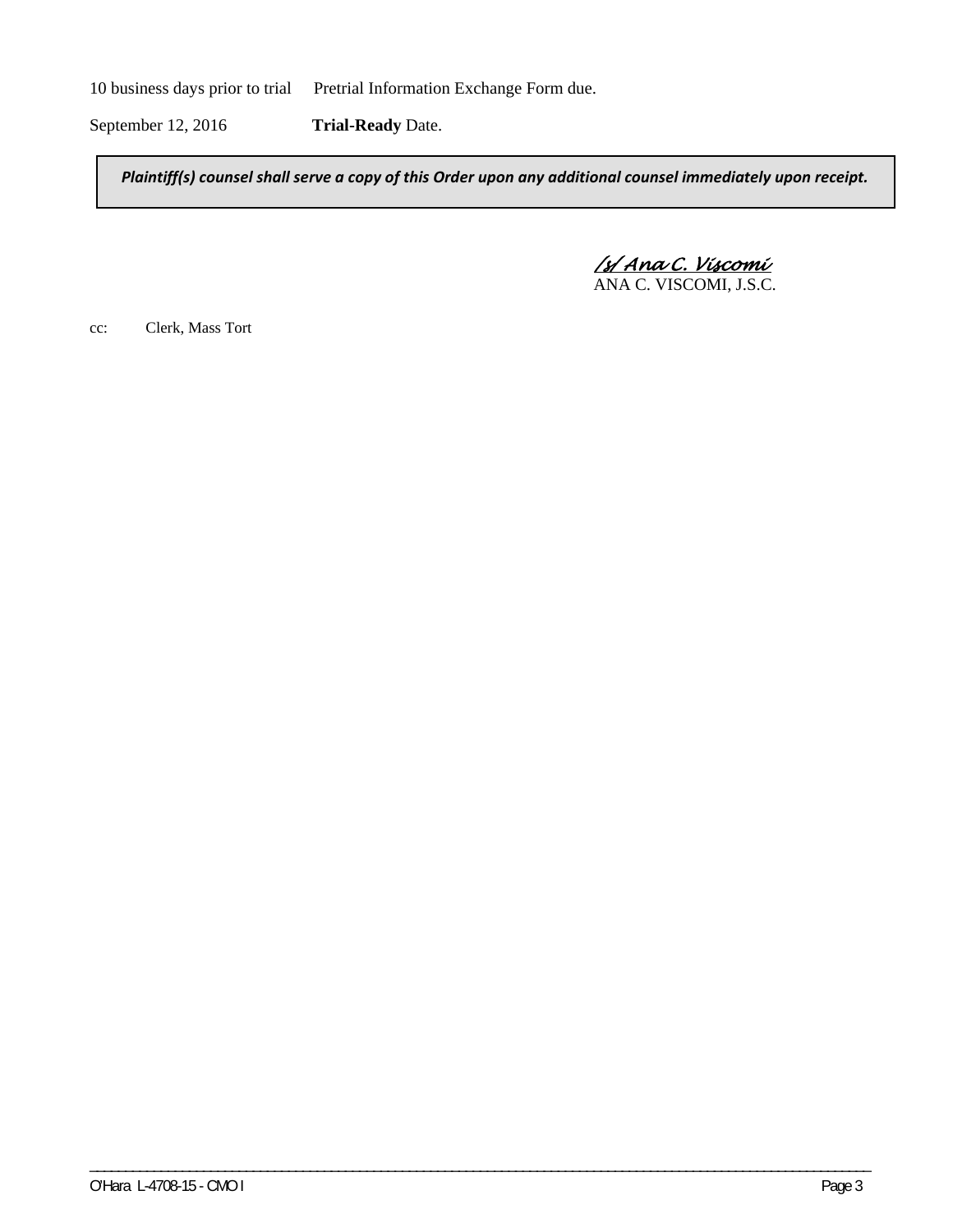| | |
|---|---|
| 10 business days prior to trial | Pretrial Information Exchange Form due. |
| September 12, 2016 | **Trial-Ready** Date. |

***Plaintiff(s) counsel shall serve a copy of this Order upon any additional counsel immediately upon receipt.***

*/s/ Ana C. Viscomi*
ANA C. VISCOMI, J.S.C.

cc: Clerk, Mass Tort